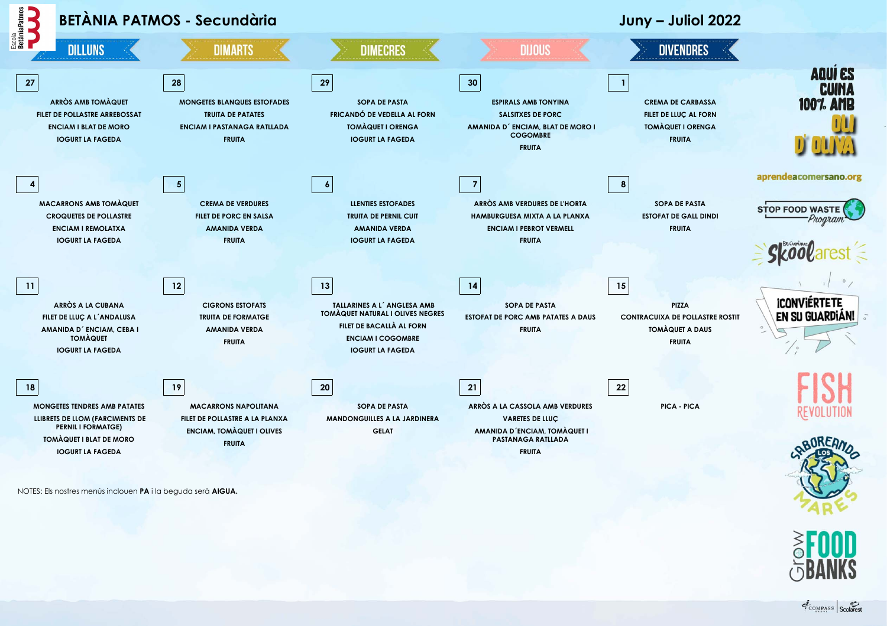# BETÀNIA PATMOS - Secundària

## Juny – Juliol 2022

| DILLUNS | DIMARTS | DIMECRES | DIJOUS | DIVENDRES |
|---|---|---|---|---|
| **27**<br>ARRÒS AMB TOMÀQUET<br>FILET DE POLLASTRE ARREBOSSAT<br>ENCIAM I BLAT DE MORO<br>IOGURT LA FAGEDA | **28**<br>MONGETES BLANQUES ESTOFADES<br>TRUITA DE PATATES<br>ENCIAM I PASTANAGA RATLLADA<br>FRUITA | **29**<br>SOPA DE PASTA<br>FRICANDÓ DE VEDELLA AL FORN<br>TOMÀQUET I ORENGA<br>IOGURT LA FAGEDA | **30**<br>ESPIRALS AMB TONYINA<br>SALSITXES DE PORC<br>AMANIDA D´ ENCIAM, BLAT DE MORO I COGOMBRE<br>FRUITA | **1**<br>CREMA DE CARBASSA<br>FILET DE LLUÇ AL FORN<br>TOMÀQUET I ORENGA<br>FRUITA |
| **4**<br>MACARRONS AMB TOMÀQUET<br>CROQUETES DE POLLASTRE<br>ENCIAM I REMOLATXA<br>IOGURT LA FAGEDA | **5**<br>CREMA DE VERDURES<br>FILET DE PORC EN SALSA<br>AMANIDA VERDA<br>FRUITA | **6**<br>LLENTIES ESTOFADES<br>TRUITA DE PERNIL CUIT<br>AMANIDA VERDA<br>IOGURT LA FAGEDA | **7**<br>ARRÒS AMB VERDURES DE L'HORTA<br>HAMBURGUESA MIXTA A LA PLANXA<br>ENCIAM I PEBROT VERMELL<br>FRUITA | **8**<br>SOPA DE PASTA<br>ESTOFAT DE GALL DINDI<br>FRUITA |
| **11**<br>ARRÒS A LA CUBANA<br>FILET DE LLUÇ A L´ANDALUSA<br>AMANIDA D´ ENCIAM, CEBA I TOMÀQUET<br>IOGURT LA FAGEDA | **12**<br>CIGRONS ESTOFATS<br>TRUITA DE FORMATGE<br>AMANIDA VERDA<br>FRUITA | **13**<br>TALLARINES A L´ ANGLESA AMB TOMÀQUET NATURAL I OLIVES NEGRES<br>FILET DE BACALLÀ AL FORN<br>ENCIAM I COGOMBRE<br>IOGURT LA FAGEDA | **14**<br>SOPA DE PASTA<br>ESTOFAT DE PORC AMB PATATES A DAUS<br>FRUITA | **15**<br>PIZZA<br>CONTRACUIXA DE POLLASTRE ROSTIT<br>TOMÀQUET A DAUS<br>FRUITA |
| **18**<br>MONGETES TENDRES AMB PATATES<br>LLIBRETS DE LLOM (FARCIMENTS DE PERNIL I FORMATGE)<br>TOMÀQUET I BLAT DE MORO<br>IOGURT LA FAGEDA | **19**<br>MACARRONS NAPOLITANA<br>FILET DE POLLASTRE A LA PLANXA<br>ENCIAM, TOMÀQUET I OLIVES<br>FRUITA | **20**<br>SOPA DE PASTA<br>MANDONGUILLES A LA JARDINERA<br>GELAT | **21**<br>ARRÒS A LA CASSOLA AMB VERDURES<br>VARETES DE LLUÇ<br>AMANIDA D´ENCIAM, TOMÀQUET I PASTANAGA RATLLADA<br>FRUITA | **22**<br>PICA - PICA |

NOTES: Els nostres menús inclouen **PA** i la beguda serà **AIGUA.**

AQUÍ ES CUINA 100% AMB OLI D' OLIVA

aprendeacomersano.org

STOP FOOD WASTE Program

Skoolarest

¡CONVIÉRTETE EN SU GUARDIÁN!

FISH REVOLUTION

SABOREANDO LOS MARES

GROW FOOD BANKS

COMPASS GROUP | Scolarest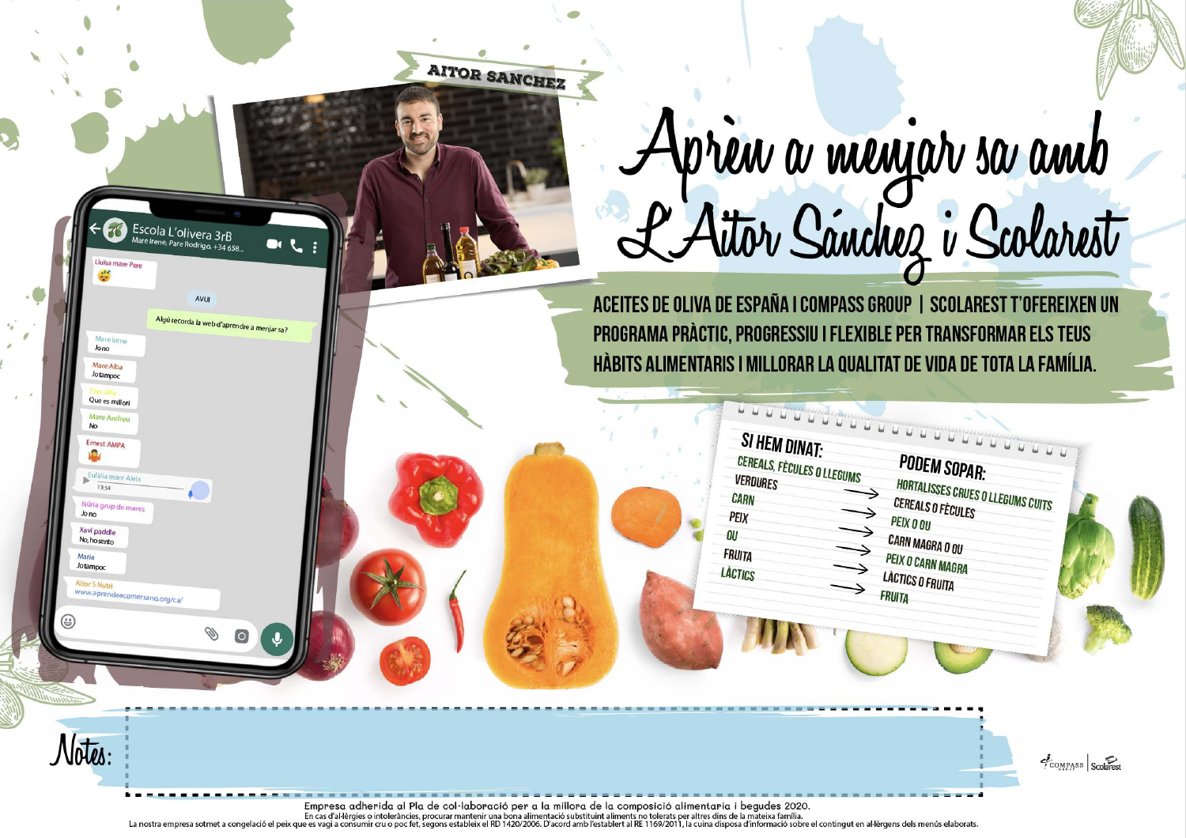# Aprèn a menjar sa amb L'Aitor Sánchez i Scolarest

AITOR SANCHEZ

**ACEITES DE OLIVA DE ESPAÑA I COMPASS GROUP | SCOLAREST T'OFEREIXEN UN PROGRAMA PRÀCTIC, PROGRESSIU I FLEXIBLE PER TRANSFORMAR ELS TEUS HÀBITS ALIMENTARIS I MILLORAR LA QUALITAT DE VIDA DE TOTA LA FAMÍLIA.**

Escola L'olivera 3rB
Mare Irene, Pare Rodrigo, +34 658...

Lluïsa mare Pere

AVUI

Algú recorda la web d'aprendre a menjar sa?

Mare Irene: Jo no

Mare Alba: Jo tampoc

Pare Jofre: Que es millori

Mare Andreu: No

Ernest AMPA

Eulàlia mare Aleix: 13:54

Núria grup de mares: Jo no

Xavi paddle: No, ho sento

Maria: Jo tampoc

Aitor S Nutri: www.aprendeacomersano.org/ca/

| SI HEM DINAT: | | PODEM SOPAR: |
|---|---|---|
| CEREALS, FÈCULES O LLEGUMS | → | HORTALISSES CRUES O LLEGUMS CUITS |
| VERDURES | → | CEREALS O FÈCULES |
| CARN | → | PEIX O OU |
| PEIX | → | CARN MAGRA O OU |
| OU | → | PEIX O CARN MAGRA |
| FRUITA | → | LÀCTICS O FRUITA |
| LÀCTICS | → | FRUITA |

Notes:

COMPASS GROUP | Scolarest

Empresa adherida al Pla de col·laboració per a la millora de la composició alimentària i begudes 2020.

En cas d'al·lèrgies o intoleràncies, procurar mantenir una bona alimentació substituint aliments no tolerats per altres dins de la mateixa família.

La nostra empresa sotmet a congelació el peix que es vagi a consumir cru o poc fet, segons estableix el RD 1420/2006. D'acord amb l'establert al RE 1169/2011, la cuina disposa d'informació sobre el contingut en al·lèrgens dels menús elaborats.